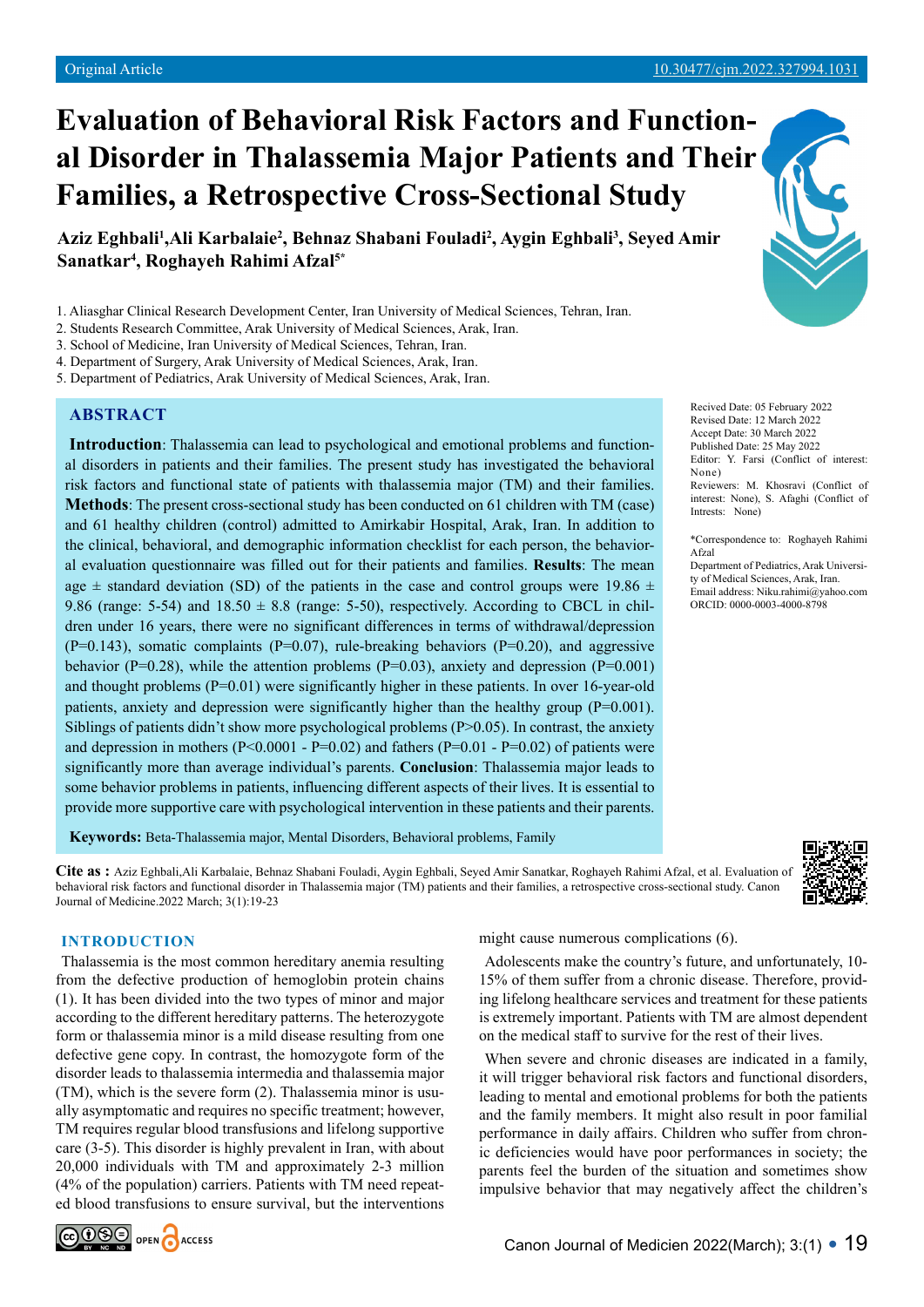Original Article

10.30477/cjm.2022.327994.1031

# Evaluation of Behavioral Risk Factors and Functional Disorder in Thalassemia Major Patients and Their Families, a Retrospective Cross-Sectional Study

**Aziz Eghbali[1], Ali Karbalaie[2], Behnaz Shabani Fouladi[2], Aygin Eghbali[3], Seyed Amir Sanatkar[4], Roghayeh Rahimi Afzal[5*]**

1. Aliasghar Clinical Research Development Center, Iran University of Medical Sciences, Tehran, Iran.
2. Students Research Committee, Arak University of Medical Sciences, Arak, Iran.
3. School of Medicine, Iran University of Medical Sciences, Tehran, Iran.
4. Department of Surgery, Arak University of Medical Sciences, Arak, Iran.
5. Department of Pediatrics, Arak University of Medical Sciences, Arak, Iran.

Recived Date: 05 February 2022
Revised Date: 12 March 2022
Accept Date: 30 March 2022
Published Date: 25 May 2022
Editor: Y. Farsi (Conflict of interest: None)
Reviewers: M. Khosravi (Conflict of interest: None), S. Afaghi (Conflict of Intrests: None)

*Correspondence to: Roghayeh Rahimi Afzal
Department of Pediatrics, Arak University of Medical Sciences, Arak, Iran.
Email address: Niku.rahimi@yahoo.com
ORCID: 0000-0003-4000-8798

## ABSTRACT

**Introduction**: Thalassemia can lead to psychological and emotional problems and functional disorders in patients and their families. The present study has investigated the behavioral risk factors and functional state of patients with thalassemia major (TM) and their families. **Methods**: The present cross-sectional study has been conducted on 61 children with TM (case) and 61 healthy children (control) admitted to Amirkabir Hospital, Arak, Iran. In addition to the clinical, behavioral, and demographic information checklist for each person, the behavioral evaluation questionnaire was filled out for their patients and families. **Results**: The mean age ± standard deviation (SD) of the patients in the case and control groups were 19.86 ± 9.86 (range: 5-54) and 18.50 ± 8.8 (range: 5-50), respectively. According to CBCL in children under 16 years, there were no significant differences in terms of withdrawal/depression (P=0.143), somatic complaints (P=0.07), rule-breaking behaviors (P=0.20), and aggressive behavior (P=0.28), while the attention problems (P=0.03), anxiety and depression (P=0.001) and thought problems (P=0.01) were significantly higher in these patients. In over 16-year-old patients, anxiety and depression were significantly higher than the healthy group (P=0.001). Siblings of patients didn't show more psychological problems (P>0.05). In contrast, the anxiety and depression in mothers (P<0.0001 - P=0.02) and fathers (P=0.01 - P=0.02) of patients were significantly more than average individual's parents. **Conclusion**: Thalassemia major leads to some behavior problems in patients, influencing different aspects of their lives. It is essential to provide more supportive care with psychological intervention in these patients and their parents.

**Keywords:** Beta-Thalassemia major, Mental Disorders, Behavioral problems, Family

**Cite as :** Aziz Eghbali,Ali Karbalaie, Behnaz Shabani Fouladi, Aygin Eghbali, Seyed Amir Sanatkar, Roghayeh Rahimi Afzal, et al. Evaluation of behavioral risk factors and functional disorder in Thalassemia major (TM) patients and their families, a retrospective cross-sectional study. Canon Journal of Medicine.2022 March; 3(1):19-23

## INTRODUCTION

Thalassemia is the most common hereditary anemia resulting from the defective production of hemoglobin protein chains (1). It has been divided into the two types of minor and major according to the different hereditary patterns. The heterozygote form or thalassemia minor is a mild disease resulting from one defective gene copy. In contrast, the homozygote form of the disorder leads to thalassemia intermedia and thalassemia major (TM), which is the severe form (2). Thalassemia minor is usually asymptomatic and requires no specific treatment; however, TM requires regular blood transfusions and lifelong supportive care (3-5). This disorder is highly prevalent in Iran, with about 20,000 individuals with TM and approximately 2-3 million (4% of the population) carriers. Patients with TM need repeated blood transfusions to ensure survival, but the interventions might cause numerous complications (6).

Adolescents make the country's future, and unfortunately, 10-15% of them suffer from a chronic disease. Therefore, providing lifelong healthcare services and treatment for these patients is extremely important. Patients with TM are almost dependent on the medical staff to survive for the rest of their lives.

When severe and chronic diseases are indicated in a family, it will trigger behavioral risk factors and functional disorders, leading to mental and emotional problems for both the patients and the family members. It might also result in poor familial performance in daily affairs. Children who suffer from chronic deficiencies would have poor performances in society; the parents feel the burden of the situation and sometimes show impulsive behavior that may negatively affect the children's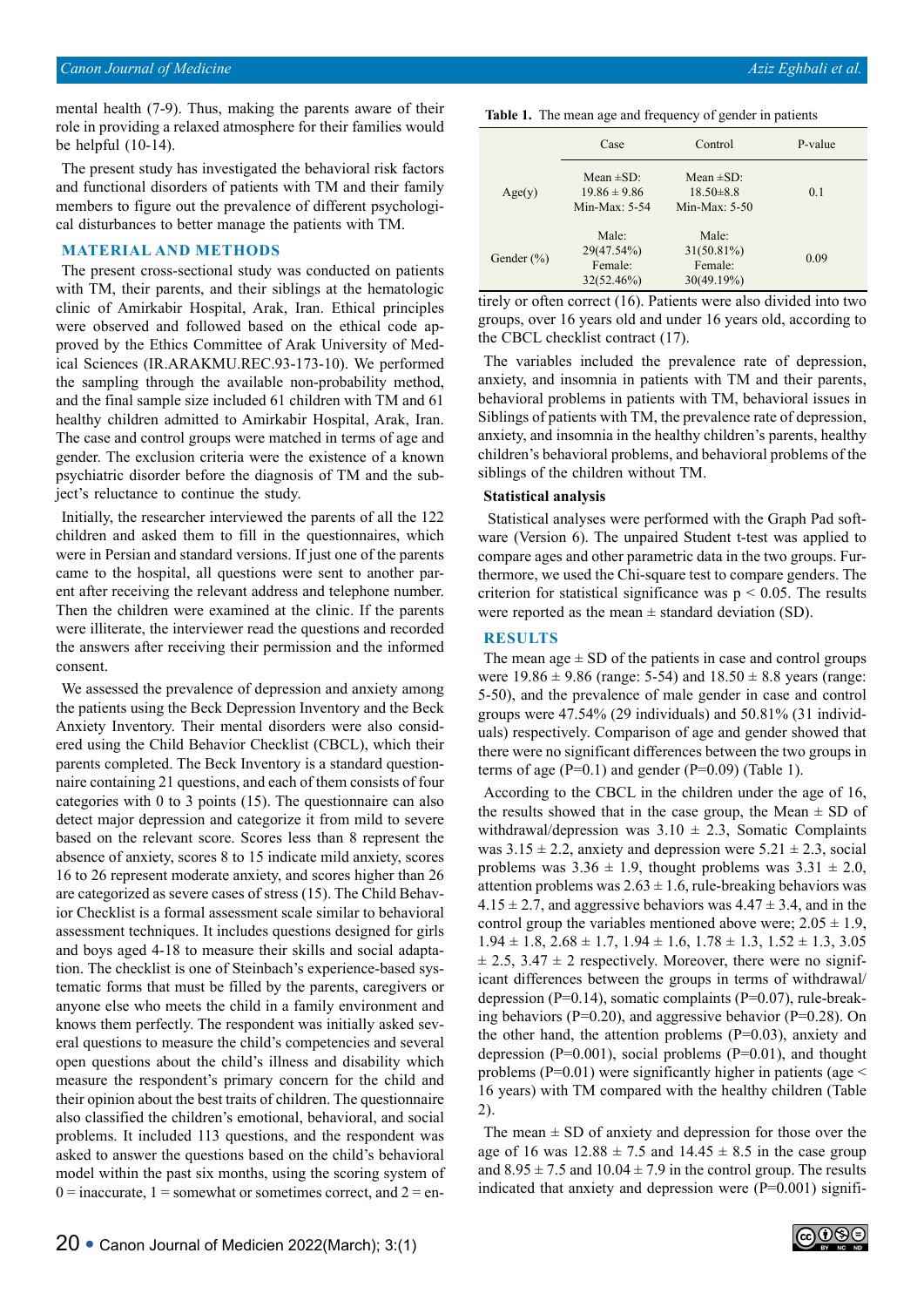mental health (7-9). Thus, making the parents aware of their role in providing a relaxed atmosphere for their families would be helpful (10-14).

The present study has investigated the behavioral risk factors and functional disorders of patients with TM and their family members to figure out the prevalence of different psychological disturbances to better manage the patients with TM.

## MATERIAL AND METHODS

The present cross-sectional study was conducted on patients with TM, their parents, and their siblings at the hematologic clinic of Amirkabir Hospital, Arak, Iran. Ethical principles were observed and followed based on the ethical code approved by the Ethics Committee of Arak University of Medical Sciences (IR.ARAKMU.REC.93-173-10). We performed the sampling through the available non-probability method, and the final sample size included 61 children with TM and 61 healthy children admitted to Amirkabir Hospital, Arak, Iran. The case and control groups were matched in terms of age and gender. The exclusion criteria were the existence of a known psychiatric disorder before the diagnosis of TM and the subject's reluctance to continue the study.

Initially, the researcher interviewed the parents of all the 122 children and asked them to fill in the questionnaires, which were in Persian and standard versions. If just one of the parents came to the hospital, all questions were sent to another parent after receiving the relevant address and telephone number. Then the children were examined at the clinic. If the parents were illiterate, the interviewer read the questions and recorded the answers after receiving their permission and the informed consent.

We assessed the prevalence of depression and anxiety among the patients using the Beck Depression Inventory and the Beck Anxiety Inventory. Their mental disorders were also considered using the Child Behavior Checklist (CBCL), which their parents completed. The Beck Inventory is a standard questionnaire containing 21 questions, and each of them consists of four categories with 0 to 3 points (15). The questionnaire can also detect major depression and categorize it from mild to severe based on the relevant score. Scores less than 8 represent the absence of anxiety, scores 8 to 15 indicate mild anxiety, scores 16 to 26 represent moderate anxiety, and scores higher than 26 are categorized as severe cases of stress (15). The Child Behavior Checklist is a formal assessment scale similar to behavioral assessment techniques. It includes questions designed for girls and boys aged 4-18 to measure their skills and social adaptation. The checklist is one of Steinbach's experience-based systematic forms that must be filled by the parents, caregivers or anyone else who meets the child in a family environment and knows them perfectly. The respondent was initially asked several questions to measure the child's competencies and several open questions about the child's illness and disability which measure the respondent's primary concern for the child and their opinion about the best traits of children. The questionnaire also classified the children's emotional, behavioral, and social problems. It included 113 questions, and the respondent was asked to answer the questions based on the child's behavioral model within the past six months, using the scoring system of 0 = inaccurate, 1 = somewhat or sometimes correct, and 2 = entirely or often correct (16). Patients were also divided into two groups, over 16 years old and under 16 years old, according to the CBCL checklist contract (17).

**Table 1.** The mean age and frequency of gender in patients

| | Case | Control | P-value |
|---|---|---|---|
| Age(y) | Mean ±SD: 19.86 ± 9.86 Min-Max: 5-54 | Mean ±SD: 18.50±8.8 Min-Max: 5-50 | 0.1 |
| Gender (%) | Male: 29(47.54%) Female: 32(52.46%) | Male: 31(50.81%) Female: 30(49.19%) | 0.09 |

The variables included the prevalence rate of depression, anxiety, and insomnia in patients with TM and their parents, behavioral problems in patients with TM, behavioral issues in Siblings of patients with TM, the prevalence rate of depression, anxiety, and insomnia in the healthy children's parents, healthy children's behavioral problems, and behavioral problems of the siblings of the children without TM.

### Statistical analysis

Statistical analyses were performed with the Graph Pad software (Version 6). The unpaired Student t-test was applied to compare ages and other parametric data in the two groups. Furthermore, we used the Chi-square test to compare genders. The criterion for statistical significance was $p < 0.05$. The results were reported as the mean ± standard deviation (SD).

## RESULTS

The mean age ± SD of the patients in case and control groups were 19.86 ± 9.86 (range: 5-54) and 18.50 ± 8.8 years (range: 5-50), and the prevalence of male gender in case and control groups were 47.54% (29 individuals) and 50.81% (31 individuals) respectively. Comparison of age and gender showed that there were no significant differences between the two groups in terms of age (P=0.1) and gender (P=0.09) (Table 1).

According to the CBCL in the children under the age of 16, the results showed that in the case group, the Mean ± SD of withdrawal/depression was 3.10 ± 2.3, Somatic Complaints was 3.15 ± 2.2, anxiety and depression were 5.21 ± 2.3, social problems was 3.36 ± 1.9, thought problems was 3.31 ± 2.0, attention problems was 2.63 ± 1.6, rule-breaking behaviors was 4.15 ± 2.7, and aggressive behaviors was 4.47 ± 3.4, and in the control group the variables mentioned above were; 2.05 ± 1.9, 1.94 ± 1.8, 2.68 ± 1.7, 1.94 ± 1.6, 1.78 ± 1.3, 1.52 ± 1.3, 3.05 ± 2.5, 3.47 ± 2 respectively. Moreover, there were no significant differences between the groups in terms of withdrawal/depression (P=0.14), somatic complaints (P=0.07), rule-breaking behaviors (P=0.20), and aggressive behavior (P=0.28). On the other hand, the attention problems (P=0.03), anxiety and depression (P=0.01), social problems (P=0.01), and thought problems (P=0.01) were significantly higher in patients (age < 16 years) with TM compared with the healthy children (Table 2).

The mean ± SD of anxiety and depression for those over the age of 16 was 12.88 ± 7.5 and 14.45 ± 8.5 in the case group and 8.95 ± 7.5 and 10.04 ± 7.9 in the control group. The results indicated that anxiety and depression were (P=0.001) signifi-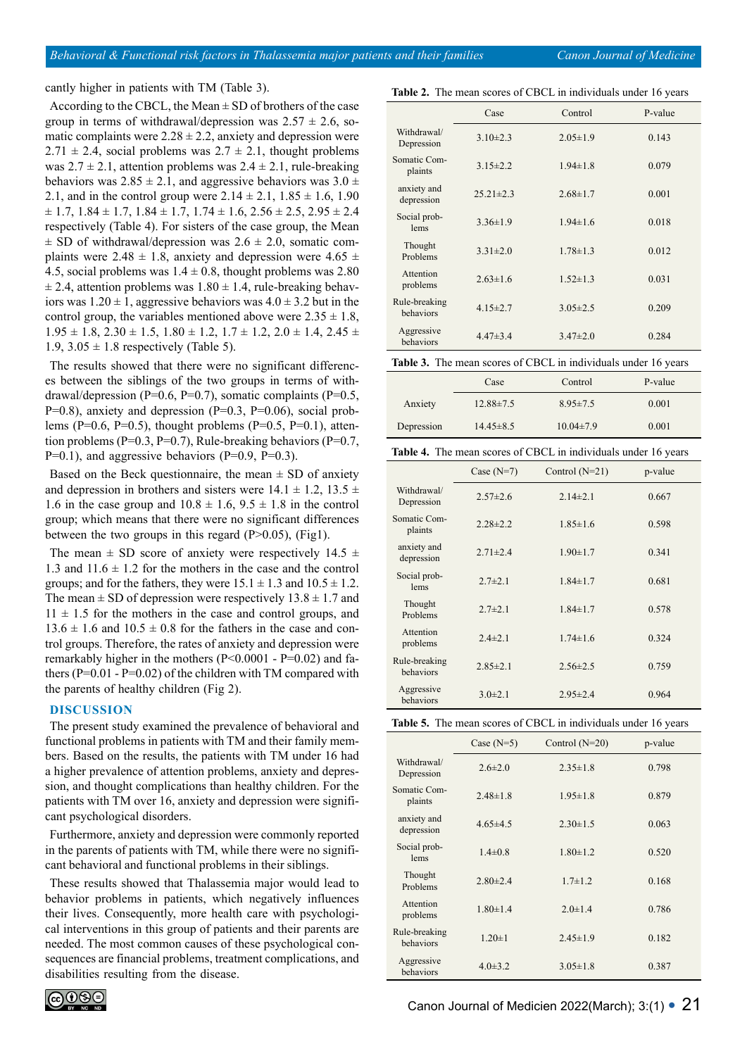cantly higher in patients with TM (Table 3).

According to the CBCL, the Mean ± SD of brothers of the case group in terms of withdrawal/depression was 2.57 ± 2.6, somatic complaints were 2.28 ± 2.2, anxiety and depression were 2.71 ± 2.4, social problems was 2.7 ± 2.1, thought problems was 2.7 ± 2.1, attention problems was 2.4 ± 2.1, rule-breaking behaviors was 2.85 ± 2.1, and aggressive behaviors was 3.0 ± 2.1, and in the control group were 2.14 ± 2.1, 1.85 ± 1.6, 1.90 ± 1.7, 1.84 ± 1.7, 1.84 ± 1.7, 1.74 ± 1.6, 2.56 ± 2.5, 2.95 ± 2.4 respectively (Table 4). For sisters of the case group, the Mean ± SD of withdrawal/depression was 2.6 ± 2.0, somatic complaints were 2.48 ± 1.8, anxiety and depression were 4.65 ± 4.5, social problems was 1.4 ± 0.8, thought problems was 2.80 ± 2.4, attention problems was 1.80 ± 1.4, rule-breaking behaviors was 1.20 ± 1, aggressive behaviors was 4.0 ± 3.2 but in the control group, the variables mentioned above were 2.35 ± 1.8, 1.95 ± 1.8, 2.30 ± 1.5, 1.80 ± 1.2, 1.7 ± 1.2, 2.0 ± 1.4, 2.45 ± 1.9, 3.05 ± 1.8 respectively (Table 5).

The results showed that there were no significant differences between the siblings of the two groups in terms of withdrawal/depression (P=0.6, P=0.7), somatic complaints (P=0.5, P=0.8), anxiety and depression (P=0.3, P=0.06), social problems (P=0.6, P=0.5), thought problems (P=0.5, P=0.1), attention problems (P=0.3, P=0.7), Rule-breaking behaviors (P=0.7, P=0.1), and aggressive behaviors (P=0.9, P=0.3).

Based on the Beck questionnaire, the mean ± SD of anxiety and depression in brothers and sisters were 14.1 ± 1.2, 13.5 ± 1.6 in the case group and 10.8 ± 1.6, 9.5 ± 1.8 in the control group; which means that there were no significant differences between the two groups in this regard (P>0.05), (Fig1).

The mean ± SD score of anxiety were respectively 14.5 ± 1.3 and 11.6 ± 1.2 for the mothers in the case and the control groups; and for the fathers, they were 15.1 ± 1.3 and 10.5 ± 1.2. The mean ± SD of depression were respectively 13.8 ± 1.7 and 11 ± 1.5 for the mothers in the case and control groups, and 13.6 ± 1.6 and 10.5 ± 0.8 for the fathers in the case and control groups. Therefore, the rates of anxiety and depression were remarkably higher in the mothers (P<0.0001 - P=0.02) and fathers (P=0.01 - P=0.02) of the children with TM compared with the parents of healthy children (Fig 2).

## DISCUSSION

The present study examined the prevalence of behavioral and functional problems in patients with TM and their family members. Based on the results, the patients with TM under 16 had a higher prevalence of attention problems, anxiety and depression, and thought complications than healthy children. For the patients with TM over 16, anxiety and depression were significant psychological disorders.

Furthermore, anxiety and depression were commonly reported in the parents of patients with TM, while there were no significant behavioral and functional problems in their siblings.

These results showed that Thalassemia major would lead to behavior problems in patients, which negatively influences their lives. Consequently, more health care with psychological interventions in this group of patients and their parents are needed. The most common causes of these psychological consequences are financial problems, treatment complications, and disabilities resulting from the disease.

**Table 2.** The mean scores of CBCL in individuals under 16 years

| | Case | Control | P-value |
|---|---|---|---|
| Withdrawal/ Depression | 3.10±2.3 | 2.05±1.9 | 0.143 |
| Somatic Complaints | 3.15±2.2 | 1.94±1.8 | 0.079 |
| anxiety and depression | 25.21±2.3 | 2.68±1.7 | 0.001 |
| Social problems | 3.36±1.9 | 1.94±1.6 | 0.018 |
| Thought Problems | 3.31±2.0 | 1.78±1.3 | 0.012 |
| Attention problems | 2.63±1.6 | 1.52±1.3 | 0.031 |
| Rule-breaking behaviors | 4.15±2.7 | 3.05±2.5 | 0.209 |
| Aggressive behaviors | 4.47±3.4 | 3.47±2.0 | 0.284 |

**Table 3.** The mean scores of CBCL in individuals under 16 years

| | Case | Control | P-value |
|---|---|---|---|
| Anxiety | 12.88±7.5 | 8.95±7.5 | 0.001 |
| Depression | 14.45±8.5 | 10.04±7.9 | 0.001 |

**Table 4.** The mean scores of CBCL in individuals under 16 years

| | Case (N=7) | Control (N=21) | p-value |
|---|---|---|---|
| Withdrawal/ Depression | 2.57±2.6 | 2.14±2.1 | 0.667 |
| Somatic Complaints | 2.28±2.2 | 1.85±1.6 | 0.598 |
| anxiety and depression | 2.71±2.4 | 1.90±1.7 | 0.341 |
| Social problems | 2.7±2.1 | 1.84±1.7 | 0.681 |
| Thought Problems | 2.7±2.1 | 1.84±1.7 | 0.578 |
| Attention problems | 2.4±2.1 | 1.74±1.6 | 0.324 |
| Rule-breaking behaviors | 2.85±2.1 | 2.56±2.5 | 0.759 |
| Aggressive behaviors | 3.0±2.1 | 2.95±2.4 | 0.964 |

**Table 5.** The mean scores of CBCL in individuals under 16 years

| | Case (N=5) | Control (N=20) | p-value |
|---|---|---|---|
| Withdrawal/ Depression | 2.6±2.0 | 2.35±1.8 | 0.798 |
| Somatic Complaints | 2.48±1.8 | 1.95±1.8 | 0.879 |
| anxiety and depression | 4.65±4.5 | 2.30±1.5 | 0.063 |
| Social problems | 1.4±0.8 | 1.80±1.2 | 0.520 |
| Thought Problems | 2.80±2.4 | 1.7±1.2 | 0.168 |
| Attention problems | 1.80±1.4 | 2.0±1.4 | 0.786 |
| Rule-breaking behaviors | 1.20±1 | 2.45±1.9 | 0.182 |
| Aggressive behaviors | 4.0±3.2 | 3.05±1.8 | 0.387 |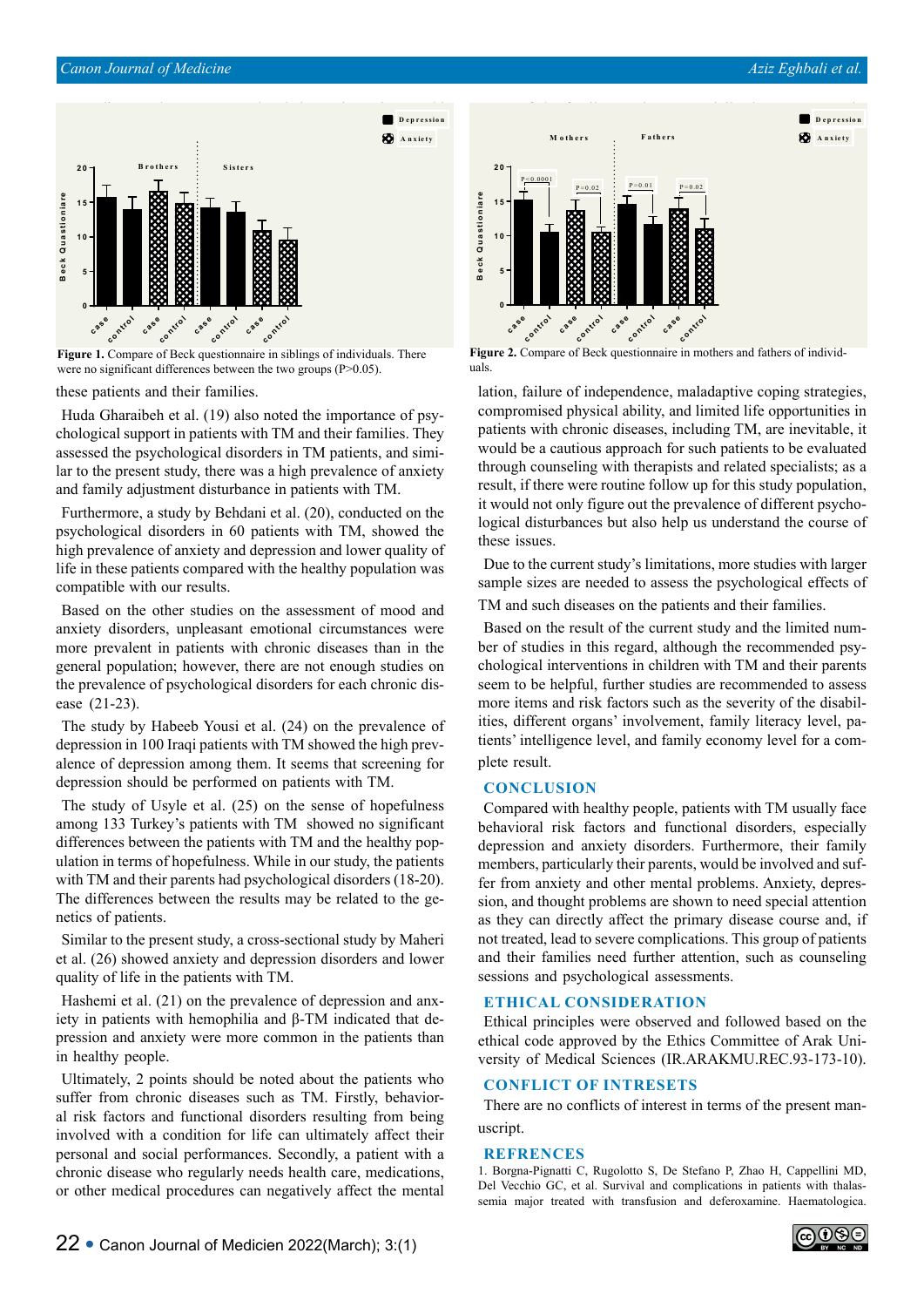Figure 1. Compare of Beck questionnaire in siblings of individuals. There were no significant differences between the two groups (P>0.05).

Figure 2. Compare of Beck questionnaire in mothers and fathers of individuals.

these patients and their families.

Huda Gharaibeh et al. (19) also noted the importance of psychological support in patients with TM and their families. They assessed the psychological disorders in TM patients, and similar to the present study, there was a high prevalence of anxiety and family adjustment disturbance in patients with TM.

Furthermore, a study by Behdani et al. (20), conducted on the psychological disorders in 60 patients with TM, showed the high prevalence of anxiety and depression and lower quality of life in these patients compared with the healthy population was compatible with our results.

Based on the other studies on the assessment of mood and anxiety disorders, unpleasant emotional circumstances were more prevalent in patients with chronic diseases than in the general population; however, there are not enough studies on the prevalence of psychological disorders for each chronic disease (21-23).

The study by Habeeb Yousi et al. (24) on the prevalence of depression in 100 Iraqi patients with TM showed the high prevalence of depression among them. It seems that screening for depression should be performed on patients with TM.

The study of Usyle et al. (25) on the sense of hopefulness among 133 Turkey's patients with TM showed no significant differences between the patients with TM and the healthy population in terms of hopefulness. While in our study, the patients with TM and their parents had psychological disorders (18-20). The differences between the results may be related to the genetics of patients.

Similar to the present study, a cross-sectional study by Maheri et al. (26) showed anxiety and depression disorders and lower quality of life in the patients with TM.

Hashemi et al. (21) on the prevalence of depression and anxiety in patients with hemophilia and β-TM indicated that depression and anxiety were more common in the patients than in healthy people.

Ultimately, 2 points should be noted about the patients who suffer from chronic diseases such as TM. Firstly, behavioral risk factors and functional disorders resulting from being involved with a condition for life can ultimately affect their personal and social performances. Secondly, a patient with a chronic disease who regularly needs health care, medications, or other medical procedures can negatively affect the mental lation, failure of independence, maladaptive coping strategies, compromised physical ability, and limited life opportunities in patients with chronic diseases, including TM, are inevitable, it would be a cautious approach for such patients to be evaluated through counseling with therapists and related specialists; as a result, if there were routine follow up for this study population, it would not only figure out the prevalence of different psychological disturbances but also help us understand the course of these issues.

Due to the current study's limitations, more studies with larger sample sizes are needed to assess the psychological effects of TM and such diseases on the patients and their families.

Based on the result of the current study and the limited number of studies in this regard, although the recommended psychological interventions in children with TM and their parents seem to be helpful, further studies are recommended to assess more items and risk factors such as the severity of the disabilities, different organs' involvement, family literacy level, patients' intelligence level, and family economy level for a complete result.

## CONCLUSION

Compared with healthy people, patients with TM usually face behavioral risk factors and functional disorders, especially depression and anxiety disorders. Furthermore, their family members, particularly their parents, would be involved and suffer from anxiety and other mental problems. Anxiety, depression, and thought problems are shown to need special attention as they can directly affect the primary disease course and, if not treated, lead to severe complications. This group of patients and their families need further attention, such as counseling sessions and psychological assessments.

## ETHICAL CONSIDERATION

Ethical principles were observed and followed based on the ethical code approved by the Ethics Committee of Arak University of Medical Sciences (IR.ARAKMU.REC.93-173-10).

## CONFLICT OF INTRESETS

There are no conflicts of interest in terms of the present manuscript.

## REFRENCES

1. Borgna-Pignatti C, Rugolotto S, De Stefano P, Zhao H, Cappellini MD, Del Vecchio GC, et al. Survival and complications in patients with thalassemia major treated with transfusion and deferoxamine. Haematologica.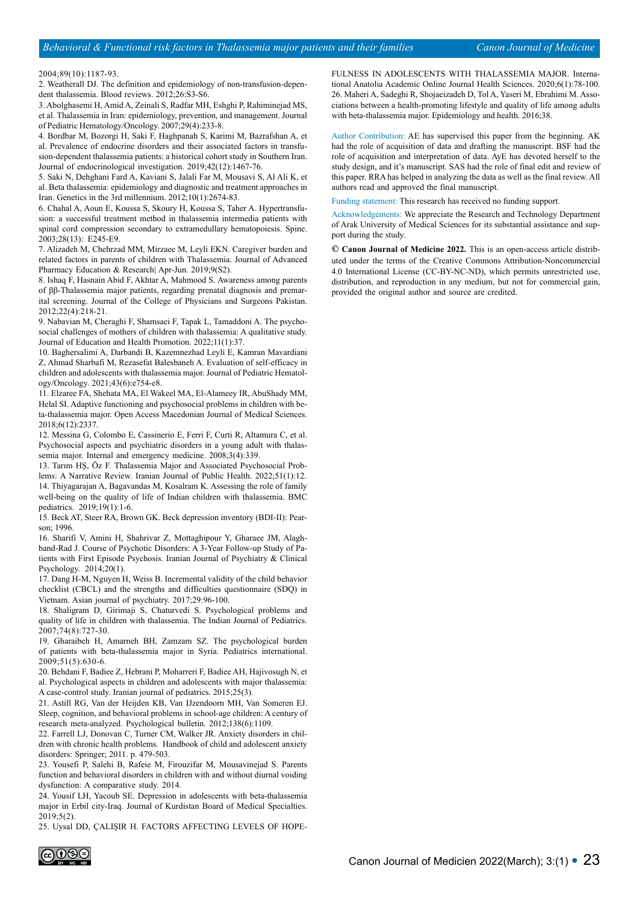2004;89(10):1187-93.

2. Weatherall DJ. The definition and epidemiology of non-transfusion-dependent thalassemia. Blood reviews. 2012;26:S3-S6.

3. Abolghasemi H, Amid A, Zeinali S, Radfar MH, Eshghi P, Rahiminejad MS, et al. Thalassemia in Iran: epidemiology, prevention, and management. Journal of Pediatric Hematology/Oncology. 2007;29(4):233-8.

4. Bordbar M, Bozorgi H, Saki F, Haghpanah S, Karimi M, Bazrafshan A, et al. Prevalence of endocrine disorders and their associated factors in transfusion-dependent thalassemia patients: a historical cohort study in Southern Iran. Journal of endocrinological investigation. 2019;42(12):1467-76.

5. Saki N, Dehghani Fard A, Kaviani S, Jalali Far M, Mousavi S, Al Ali K, et al. Beta thalassemia: epidemiology and diagnostic and treatment approaches in Iran. Genetics in the 3rd millennium. 2012;10(1):2674-83.

6. Chahal A, Aoun E, Koussa S, Skoury H, Koussa S, Taher A. Hypertransfusion: a successful treatment method in thalassemia intermedia patients with spinal cord compression secondary to extramedullary hematopoiesis. Spine. 2003;28(13): E245-E9.

7. Alizadeh M, Chehrzad MM, Mirzaee M, Leyli EKN. Caregiver burden and related factors in parents of children with Thalassemia. Journal of Advanced Pharmacy Education & Research| Apr-Jun. 2019;9(S2).

8. Ishaq F, Hasnain Abid F, Akhtar A, Mahmood S. Awareness among parents of ββ-Thalassemia major patients, regarding prenatal diagnosis and premarital screening. Journal of the College of Physicians and Surgeons Pakistan. 2012;22(4):218-21.

9. Nabavian M, Cheraghi F, Shamsaei F, Tapak L, Tamaddoni A. The psychosocial challenges of mothers of children with thalassemia: A qualitative study. Journal of Education and Health Promotion. 2022;11(1):37.

10. Baghersalimi A, Darbandi B, Kazemnezhad Leyli E, Kamran Mavardiani Z, Ahmad Sharbafi M, Rezasefat Balesbaneh A. Evaluation of self-efficacy in children and adolescents with thalassemia major. Journal of Pediatric Hematology/Oncology. 2021;43(6):e754-e8.

11. Elzaree FA, Shehata MA, El Wakeel MA, El-Alameey IR, AbuShady MM, Helal SI. Adaptive functioning and psychosocial problems in children with beta-thalassemia major. Open Access Macedonian Journal of Medical Sciences. 2018;6(12):2337.

12. Messina G, Colombo E, Cassinerio E, Ferri F, Curti R, Altamura C, et al. Psychosocial aspects and psychiatric disorders in a young adult with thalassemia major. Internal and emergency medicine. 2008;3(4):339.

13. Tarım HŞ, Öz F. Thalassemia Major and Associated Psychosocial Problems: A Narrative Review. Iranian Journal of Public Health. 2022;51(1):12.

14. Thiyagarajan A, Bagavandas M, Kosalram K. Assessing the role of family well-being on the quality of life of Indian children with thalassemia. BMC pediatrics. 2019;19(1):1-6.

15. Beck AT, Steer RA, Brown GK. Beck depression inventory (BDI-II): Pearson; 1996.

16. Sharifi V, Amini H, Shahrivar Z, Mottaghipour Y, Gharaee JM, Alaghband-Rad J. Course of Psychotic Disorders: A 3-Year Follow-up Study of Patients with First Episode Psychosis. Iranian Journal of Psychiatry & Clinical Psychology. 2014;20(1).

17. Dang H-M, Nguyen H, Weiss B. Incremental validity of the child behavior checklist (CBCL) and the strengths and difficulties questionnaire (SDQ) in Vietnam. Asian journal of psychiatry. 2017;29:96-100.

18. Shaligram D, Girimaji S, Chaturvedi S. Psychological problems and quality of life in children with thalassemia. The Indian Journal of Pediatrics. 2007;74(8):727-30.

19. Gharaibeh H, Amarneh BH, Zamzam SZ. The psychological burden of patients with beta-thalassemia major in Syria. Pediatrics international. 2009;51(5):630-6.

20. Behdani F, Badiee Z, Hebrani P, Moharreri F, Badiee AH, Hajivosugh N, et al. Psychological aspects in children and adolescents with major thalassemia: A case-control study. Iranian journal of pediatrics. 2015;25(3).

21. Astill RG, Van der Heijden KB, Van IJzendoorn MH, Van Someren EJ. Sleep, cognition, and behavioral problems in school-age children: A century of research meta-analyzed. Psychological bulletin. 2012;138(6):1109.

22. Farrell LJ, Donovan C, Turner CM, Walker JR. Anxiety disorders in children with chronic health problems. Handbook of child and adolescent anxiety disorders: Springer; 2011. p. 479-503.

23. Yousefi P, Salehi B, Rafeie M, Firouzifar M, Mousavinejad S. Parents function and behavioral disorders in children with and without diurnal voiding dysfunction: A comparative study. 2014.

24. Yousif LH, Yacoub SE. Depression in adolescents with beta-thalassemia major in Erbil city-Iraq. Journal of Kurdistan Board of Medical Specialties. 2019;5(2).

25. Uysal DD, ÇALIŞIR H. FACTORS AFFECTING LEVELS OF HOPEFULNESS IN ADOLESCENTS WITH THALASSEMIA MAJOR. International Anatolia Academic Online Journal Health Sciences. 2020;6(1):78-100.

26. Maheri A, Sadeghi R, Shojaeizadeh D, Tol A, Yaseri M, Ebrahimi M. Associations between a health-promoting lifestyle and quality of life among adults with beta-thalassemia major. Epidemiology and health. 2016;38.

Author Contribution: AE has supervised this paper from the beginning. AK had the role of acquisition of data and drafting the manuscript. BSF had the role of acquisition and interpretation of data. AyE has devoted herself to the study design, and it's manuscript. SAS had the role of final edit and review of this paper. RRA has helped in analyzing the data as well as the final review. All authors read and approved the final manuscript.

Funding statement: This research has received no funding support.

Acknowledgements: We appreciate the Research and Technology Department of Arak University of Medical Sciences for its substantial assistance and support during the study.

**© Canon Journal of Medicine 2022.** This is an open-access article distributed under the terms of the Creative Commons Attribution-Noncommercial 4.0 International License (CC-BY-NC-ND), which permits unrestricted use, distribution, and reproduction in any medium, but not for commercial gain, provided the original author and source are credited.